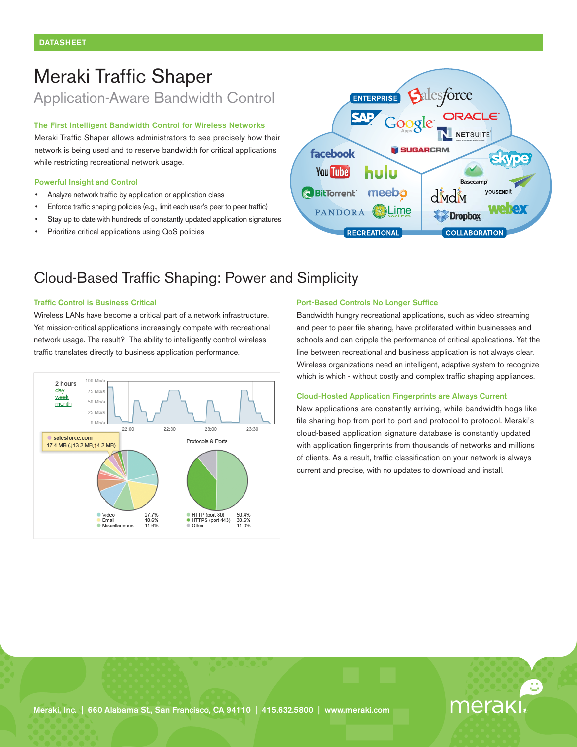DATASHEET

# Meraki Traffic Shaper

## Application-Aware Bandwidth Control

### The First Intelligent Bandwidth Control for Wireless Networks

Meraki Traffic Shaper allows administrators to see precisely how their network is being used and to reserve bandwidth for critical applications while restricting recreational network usage.

### Powerful Insight and Control

- Analyze network traffic by application or application class
- Enforce traffic shaping policies (e.g., limit each user's peer to peer traffic)
- Stay up to date with hundreds of constantly updated application signatures
- Prioritize critical applications using QoS policies

## Cloud-Based Traffic Shaping: Power and Simplicity

### Traffic Control is Business Critical

Wireless LANs have become a critical part of a network infrastructure. Yet mission-critical applications increasingly compete with recreational network usage. The result? The ability to intelligently control wireless traffic translates directly to business application performance.

### Port-Based Controls No Longer Suffice

Bandwidth hungry recreational applications, such as video streaming and peer to peer file sharing, have proliferated within businesses and schools and can cripple the performance of critical applications. Yet the line between recreational and business application is not always clear. Wireless organizations need an intelligent, adaptive system to recognize which is which - without costly and complex traffic shaping appliances.

### Cloud-Hosted Application Fingerprints are Always Current

New applications are constantly arriving, while bandwidth hogs like file sharing hop from port to port and protocol to protocol. Meraki's cloud-based application signature database is constantly updated with application fingerprints from thousands of networks and millions of clients. As a result, traffic classification on your network is always current and precise, with no updates to download and install.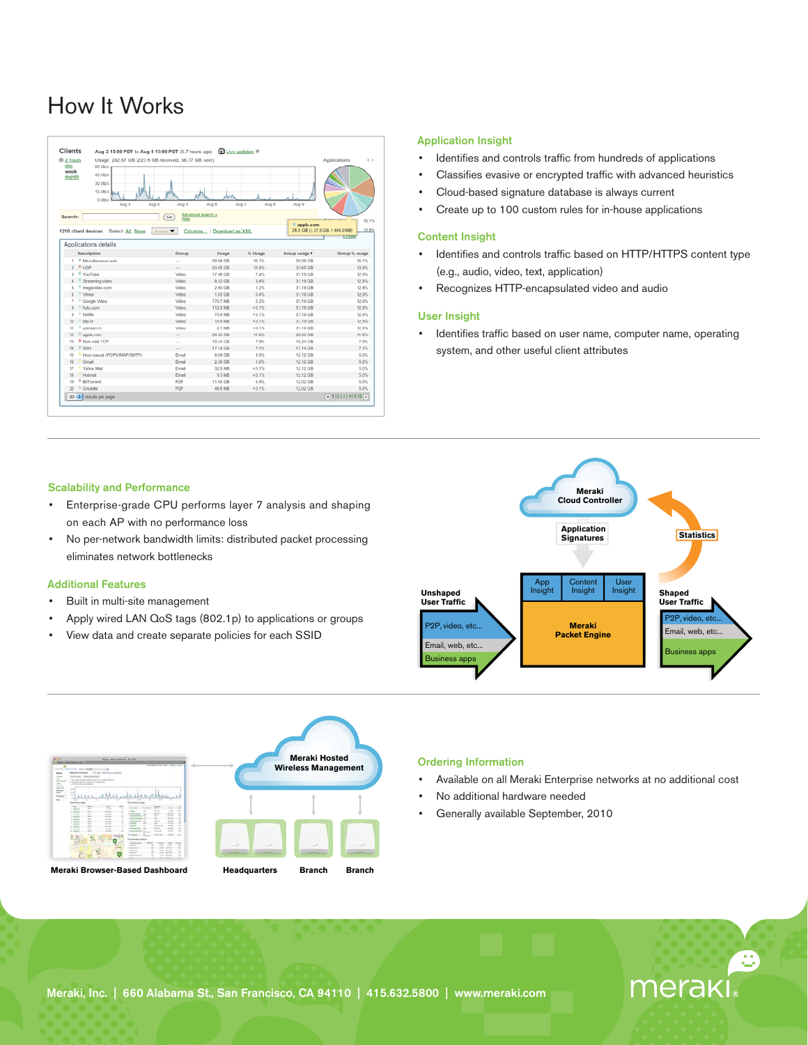# How It Works

## Application Insight

- Identifies and controls traffic from hundreds of applications
- Classifies evasive or encrypted traffic with advanced heuristics
- Cloud-based signature database is always current
- Create up to 100 custom rules for in-house applications

## Content Insight

- Identifies and controls traffic based on HTTP/HTTPS content type (e.g., audio, video, text, application)
- Recognizes HTTP-encapsulated video and audio

## User Insight

- Identifies traffic based on user name, computer name, operating system, and other useful client attributes

## Scalability and Performance

- Enterprise-grade CPU performs layer 7 analysis and shaping on each AP with no performance loss
- No per-network bandwidth limits: distributed packet processing eliminates network bottlenecks

## Additional Features

- Built in multi-site management
- Apply wired LAN QoS tags (802.1p) to applications or groups
- View data and create separate policies for each SSID

Meraki Cloud Controller
Application Signatures
Statistics
Unshaped User Traffic
P2P, video, etc...
Email, web, etc...
Business apps
App Insight
Content Insight
User Insight
Meraki Packet Engine
Shaped User Traffic
P2P, video, etc...
Email, web, etc...
Business apps

Meraki Hosted Wireless Management
Meraki Browser-Based Dashboard
Headquarters
Branch
Branch

## Ordering Information

- Available on all Meraki Enterprise networks at no additional cost
- No additional hardware needed
- Generally available September, 2010

Meraki, Inc. | 660 Alabama St., San Francisco, CA 94110 | 415.632.5800 | www.meraki.com